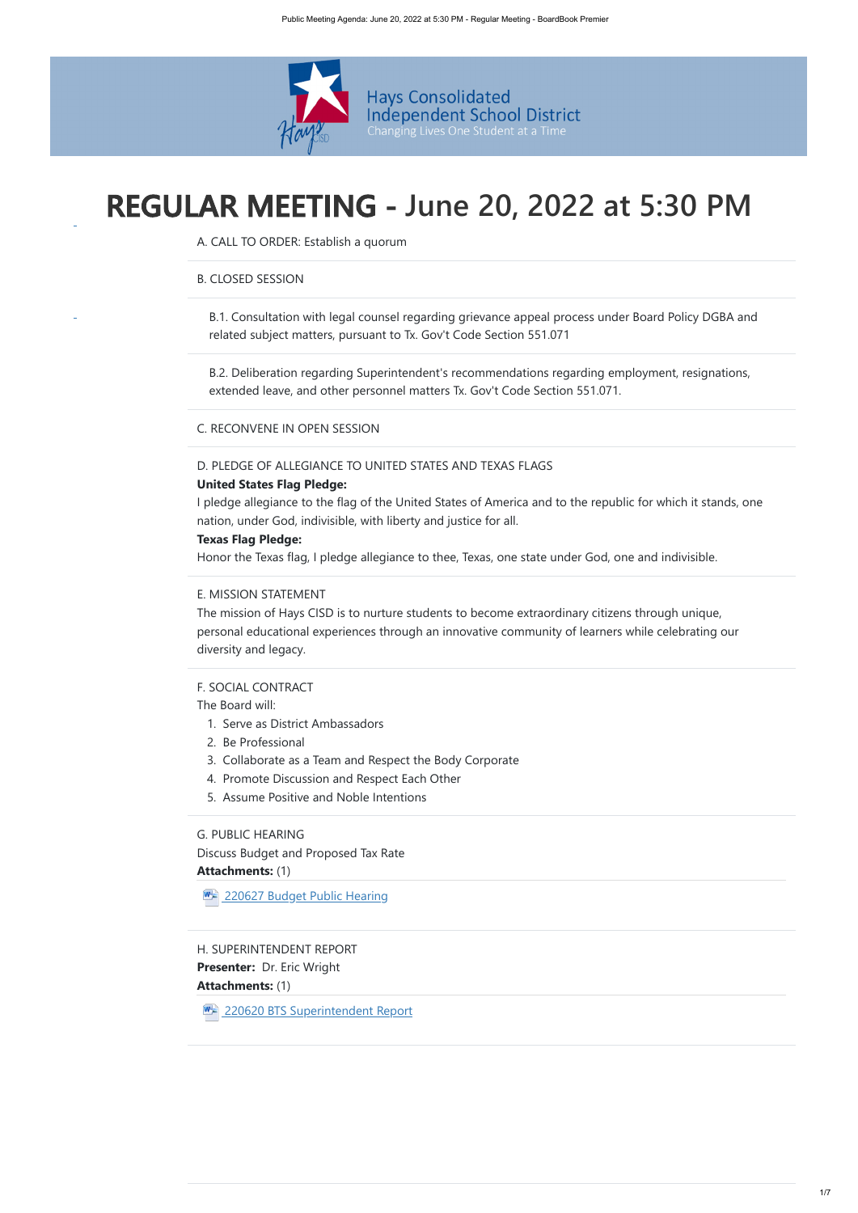Hays Consolidated Independent School District
Changing Lives One Student at a Time

# REGULAR MEETING - June 20, 2022 at 5:30 PM

A. CALL TO ORDER: Establish a quorum

B. CLOSED SESSION

B.1. Consultation with legal counsel regarding grievance appeal process under Board Policy DGBA and related subject matters, pursuant to Tx. Gov't Code Section 551.071

B.2. Deliberation regarding Superintendent's recommendations regarding employment, resignations, extended leave, and other personnel matters Tx. Gov't Code Section 551.071.

C. RECONVENE IN OPEN SESSION

D. PLEDGE OF ALLEGIANCE TO UNITED STATES AND TEXAS FLAGS

**United States Flag Pledge:**

I pledge allegiance to the flag of the United States of America and to the republic for which it stands, one nation, under God, indivisible, with liberty and justice for all.

**Texas Flag Pledge:**

Honor the Texas flag, I pledge allegiance to thee, Texas, one state under God, one and indivisible.

E. MISSION STATEMENT

The mission of Hays CISD is to nurture students to become extraordinary citizens through unique, personal educational experiences through an innovative community of learners while celebrating our diversity and legacy.

F. SOCIAL CONTRACT

The Board will:

1. Serve as District Ambassadors
2. Be Professional
3. Collaborate as a Team and Respect the Body Corporate
4. Promote Discussion and Respect Each Other
5. Assume Positive and Noble Intentions

G. PUBLIC HEARING

Discuss Budget and Proposed Tax Rate

**Attachments:** (1)

220627 Budget Public Hearing

H. SUPERINTENDENT REPORT

**Presenter:** Dr. Eric Wright

**Attachments:** (1)

220620 BTS Superintendent Report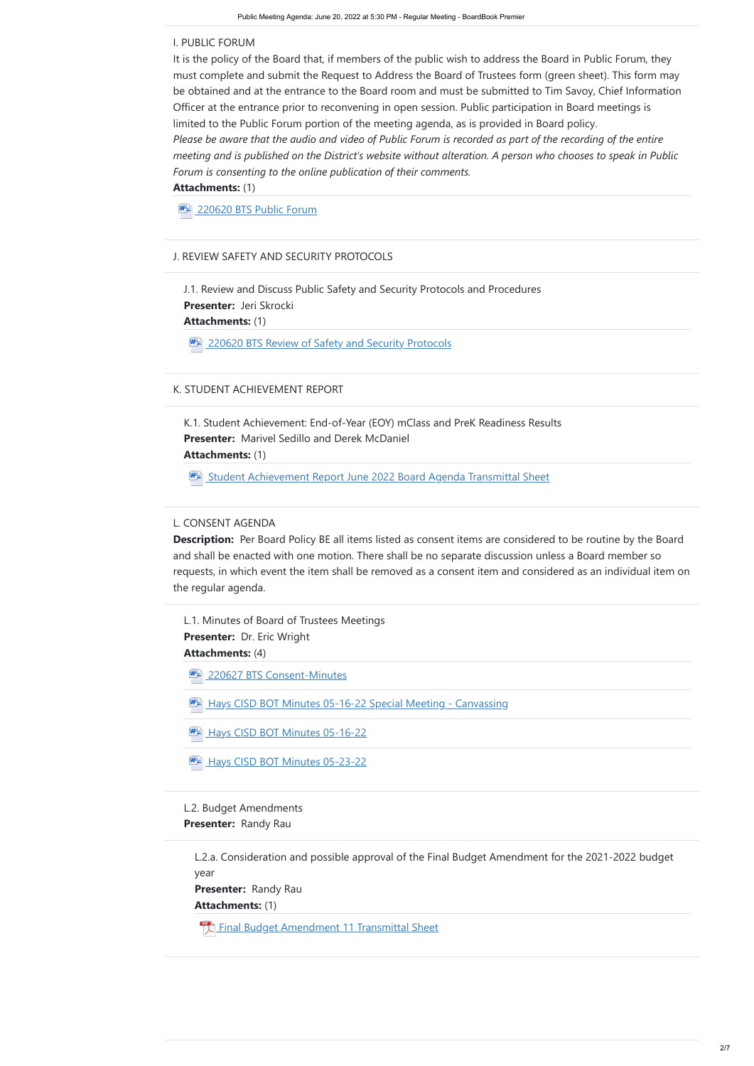## I. PUBLIC FORUM

It is the policy of the Board that, if members of the public wish to address the Board in Public Forum, they must complete and submit the Request to Address the Board of Trustees form (green sheet). This form may be obtained and at the entrance to the Board room and must be submitted to Tim Savoy, Chief Information Officer at the entrance prior to reconvening in open session. Public participation in Board meetings is limited to the Public Forum portion of the meeting agenda, as is provided in Board policy.

*Please be aware that the audio and video of Public Forum is recorded as part of the recording of the entire meeting and is published on the District's website without alteration. A person who chooses to speak in Public Forum is consenting to the online publication of their comments.*

**Attachments:** (1)

- 220620 BTS Public Forum

## J. REVIEW SAFETY AND SECURITY PROTOCOLS

### J.1. Review and Discuss Public Safety and Security Protocols and Procedures

**Presenter:** Jeri Skrocki

**Attachments:** (1)

- 220620 BTS Review of Safety and Security Protocols

## K. STUDENT ACHIEVEMENT REPORT

### K.1. Student Achievement: End-of-Year (EOY) mClass and PreK Readiness Results

**Presenter:** Marivel Sedillo and Derek McDaniel

**Attachments:** (1)

- Student Achievement Report June 2022 Board Agenda Transmittal Sheet

## L. CONSENT AGENDA

**Description:** Per Board Policy BE all items listed as consent items are considered to be routine by the Board and shall be enacted with one motion. There shall be no separate discussion unless a Board member so requests, in which event the item shall be removed as a consent item and considered as an individual item on the regular agenda.

### L.1. Minutes of Board of Trustees Meetings

**Presenter:** Dr. Eric Wright

**Attachments:** (4)

- 220627 BTS Consent-Minutes
- Hays CISD BOT Minutes 05-16-22 Special Meeting - Canvassing
- Hays CISD BOT Minutes 05-16-22
- Hays CISD BOT Minutes 05-23-22

### L.2. Budget Amendments

**Presenter:** Randy Rau

#### L.2.a. Consideration and possible approval of the Final Budget Amendment for the 2021-2022 budget year

**Presenter:** Randy Rau

**Attachments:** (1)

- Final Budget Amendment 11 Transmittal Sheet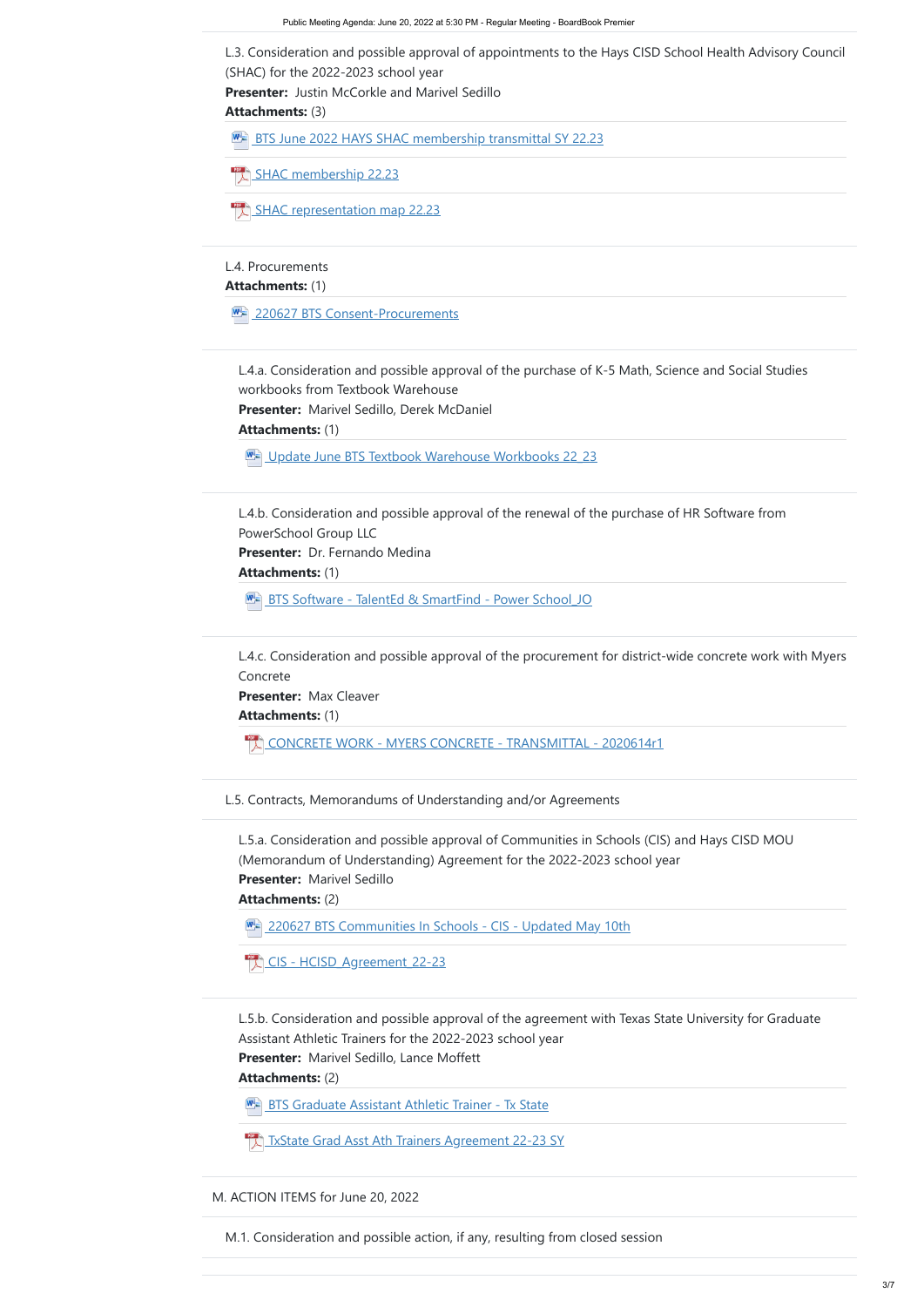L.3. Consideration and possible approval of appointments to the Hays CISD School Health Advisory Council (SHAC) for the 2022-2023 school year

**Presenter:** Justin McCorkle and Marivel Sedillo

**Attachments:** (3)

- BTS June 2022 HAYS SHAC membership transmittal SY 22.23
- SHAC membership 22.23
- SHAC representation map 22.23

L.4. Procurements

**Attachments:** (1)

- 220627 BTS Consent-Procurements

L.4.a. Consideration and possible approval of the purchase of K-5 Math, Science and Social Studies workbooks from Textbook Warehouse

**Presenter:** Marivel Sedillo, Derek McDaniel

**Attachments:** (1)

- Update June BTS Textbook Warehouse Workbooks 22_23

L.4.b. Consideration and possible approval of the renewal of the purchase of HR Software from PowerSchool Group LLC

**Presenter:** Dr. Fernando Medina

**Attachments:** (1)

- BTS Software - TalentEd & SmartFind - Power School_JO

L.4.c. Consideration and possible approval of the procurement for district-wide concrete work with Myers Concrete

**Presenter:** Max Cleaver

**Attachments:** (1)

- CONCRETE WORK - MYERS CONCRETE - TRANSMITTAL - 2020614r1

L.5. Contracts, Memorandums of Understanding and/or Agreements

L.5.a. Consideration and possible approval of Communities in Schools (CIS) and Hays CISD MOU (Memorandum of Understanding) Agreement for the 2022-2023 school year

**Presenter:** Marivel Sedillo

**Attachments:** (2)

- 220627 BTS Communities In Schools - CIS - Updated May 10th
- CIS - HCISD_Agreement_22-23

L.5.b. Consideration and possible approval of the agreement with Texas State University for Graduate Assistant Athletic Trainers for the 2022-2023 school year

**Presenter:** Marivel Sedillo, Lance Moffett

**Attachments:** (2)

- BTS Graduate Assistant Athletic Trainer - Tx State
- TxState Grad Asst Ath Trainers Agreement 22-23 SY

M. ACTION ITEMS for June 20, 2022

M.1. Consideration and possible action, if any, resulting from closed session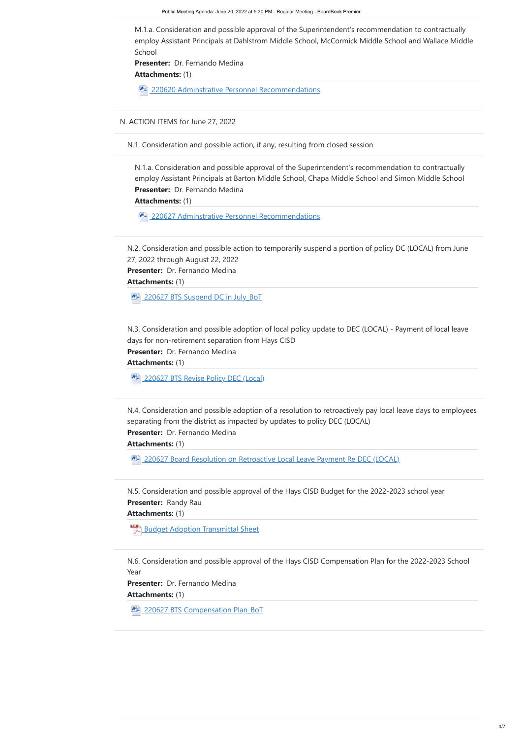M.1.a. Consideration and possible approval of the Superintendent's recommendation to contractually employ Assistant Principals at Dahlstrom Middle School, McCormick Middle School and Wallace Middle School

**Presenter:** Dr. Fernando Medina

**Attachments:** (1)

220620 Adminstrative Personnel Recommendations

## N. ACTION ITEMS for June 27, 2022

### N.1. Consideration and possible action, if any, resulting from closed session

N.1.a. Consideration and possible approval of the Superintendent's recommendation to contractually employ Assistant Principals at Barton Middle School, Chapa Middle School and Simon Middle School

**Presenter:** Dr. Fernando Medina

**Attachments:** (1)

220627 Adminstrative Personnel Recommendations

### N.2. Consideration and possible action to temporarily suspend a portion of policy DC (LOCAL) from June 27, 2022 through August 22, 2022

**Presenter:** Dr. Fernando Medina

**Attachments:** (1)

220627 BTS Suspend DC in July_BoT

### N.3. Consideration and possible adoption of local policy update to DEC (LOCAL) - Payment of local leave days for non-retirement separation from Hays CISD

**Presenter:** Dr. Fernando Medina

**Attachments:** (1)

220627 BTS Revise Policy DEC (Local)

### N.4. Consideration and possible adoption of a resolution to retroactively pay local leave days to employees separating from the district as impacted by updates to policy DEC (LOCAL)

**Presenter:** Dr. Fernando Medina

**Attachments:** (1)

220627 Board Resolution on Retroactive Local Leave Payment Re DEC (LOCAL)

### N.5. Consideration and possible approval of the Hays CISD Budget for the 2022-2023 school year

**Presenter:** Randy Rau

**Attachments:** (1)

Budget Adoption Transmittal Sheet

### N.6. Consideration and possible approval of the Hays CISD Compensation Plan for the 2022-2023 School Year

**Presenter:** Dr. Fernando Medina

**Attachments:** (1)

220627 BTS Compensation Plan_BoT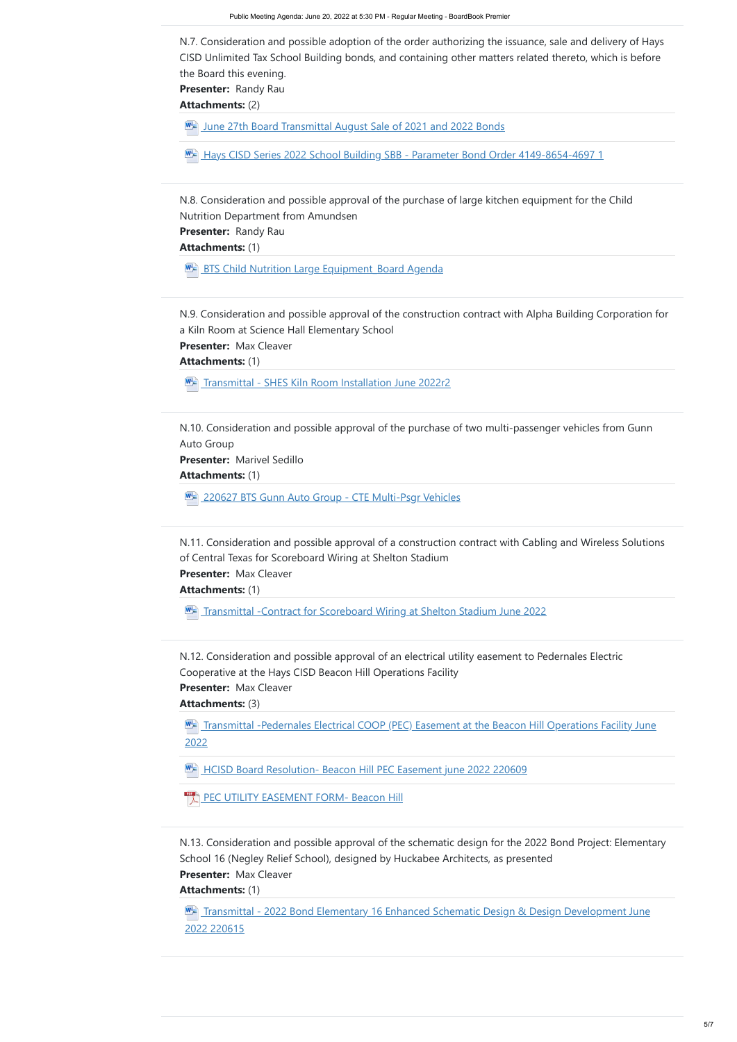N.7. Consideration and possible adoption of the order authorizing the issuance, sale and delivery of Hays CISD Unlimited Tax School Building bonds, and containing other matters related thereto, which is before the Board this evening.

**Presenter:** Randy Rau

**Attachments:** (2)

- June 27th Board Transmittal August Sale of 2021 and 2022 Bonds
- Hays CISD Series 2022 School Building SBB - Parameter Bond Order 4149-8654-4697 1

N.8. Consideration and possible approval of the purchase of large kitchen equipment for the Child Nutrition Department from Amundsen

**Presenter:** Randy Rau

**Attachments:** (1)

- BTS Child Nutrition Large Equipment Board Agenda

N.9. Consideration and possible approval of the construction contract with Alpha Building Corporation for a Kiln Room at Science Hall Elementary School

**Presenter:** Max Cleaver

**Attachments:** (1)

- Transmittal - SHES Kiln Room Installation June 2022r2

N.10. Consideration and possible approval of the purchase of two multi-passenger vehicles from Gunn Auto Group

**Presenter:** Marivel Sedillo

**Attachments:** (1)

- 220627 BTS Gunn Auto Group - CTE Multi-Psgr Vehicles

N.11. Consideration and possible approval of a construction contract with Cabling and Wireless Solutions of Central Texas for Scoreboard Wiring at Shelton Stadium

**Presenter:** Max Cleaver

**Attachments:** (1)

- Transmittal -Contract for Scoreboard Wiring at Shelton Stadium June 2022

N.12. Consideration and possible approval of an electrical utility easement to Pedernales Electric Cooperative at the Hays CISD Beacon Hill Operations Facility

**Presenter:** Max Cleaver

**Attachments:** (3)

- Transmittal -Pedernales Electrical COOP (PEC) Easement at the Beacon Hill Operations Facility June 2022
- HCISD Board Resolution- Beacon Hill PEC Easement june 2022 220609
- PEC UTILITY EASEMENT FORM- Beacon Hill

N.13. Consideration and possible approval of the schematic design for the 2022 Bond Project: Elementary School 16 (Negley Relief School), designed by Huckabee Architects, as presented

**Presenter:** Max Cleaver

**Attachments:** (1)

- Transmittal - 2022 Bond Elementary 16 Enhanced Schematic Design & Design Development June 2022 220615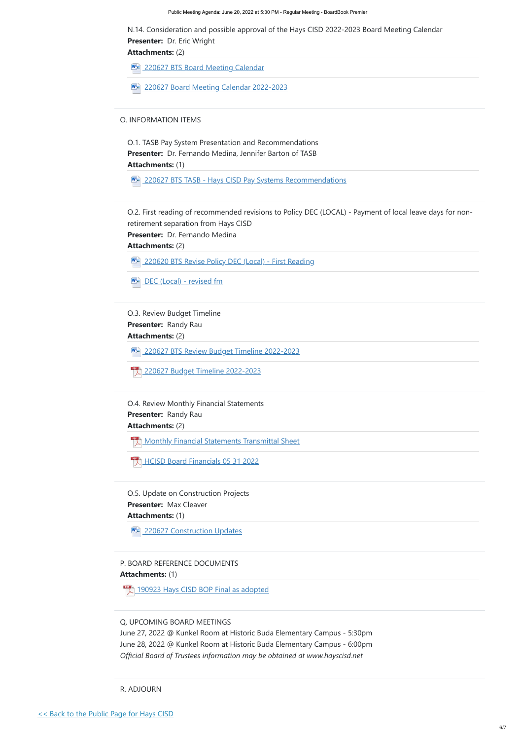N.14. Consideration and possible approval of the Hays CISD 2022-2023 Board Meeting Calendar
**Presenter:** Dr. Eric Wright
**Attachments:** (2)

- 220627 BTS Board Meeting Calendar
- 220627 Board Meeting Calendar 2022-2023

O. INFORMATION ITEMS

O.1. TASB Pay System Presentation and Recommendations
**Presenter:** Dr. Fernando Medina, Jennifer Barton of TASB
**Attachments:** (1)

- 220627 BTS TASB - Hays CISD Pay Systems Recommendations

O.2. First reading of recommended revisions to Policy DEC (LOCAL) - Payment of local leave days for non-retirement separation from Hays CISD
**Presenter:** Dr. Fernando Medina
**Attachments:** (2)

- 220620 BTS Revise Policy DEC (Local) - First Reading
- DEC (Local) - revised fm

O.3. Review Budget Timeline
**Presenter:** Randy Rau
**Attachments:** (2)

- 220627 BTS Review Budget Timeline 2022-2023
- 220627 Budget Timeline 2022-2023

O.4. Review Monthly Financial Statements
**Presenter:** Randy Rau
**Attachments:** (2)

- Monthly Financial Statements Transmittal Sheet
- HCISD Board Financials 05 31 2022

O.5. Update on Construction Projects
**Presenter:** Max Cleaver
**Attachments:** (1)

- 220627 Construction Updates

P. BOARD REFERENCE DOCUMENTS
**Attachments:** (1)

- 190923 Hays CISD BOP Final as adopted

Q. UPCOMING BOARD MEETINGS
June 27, 2022 @ Kunkel Room at Historic Buda Elementary Campus - 5:30pm
June 28, 2022 @ Kunkel Room at Historic Buda Elementary Campus - 6:00pm
*Official Board of Trustees information may be obtained at www.hayscisd.net*

R. ADJOURN

<< Back to the Public Page for Hays CISD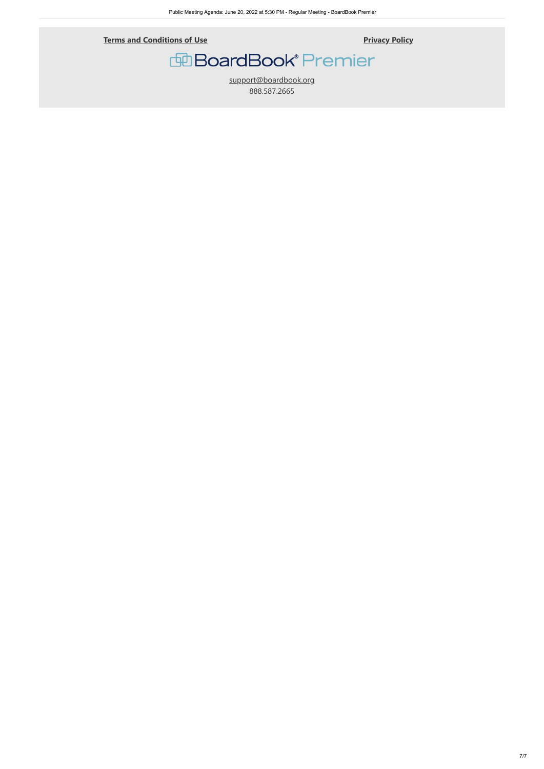**Terms and Conditions of Use** **Privacy Policy**

BoardBook® Premier

support@boardbook.org
888.587.2665